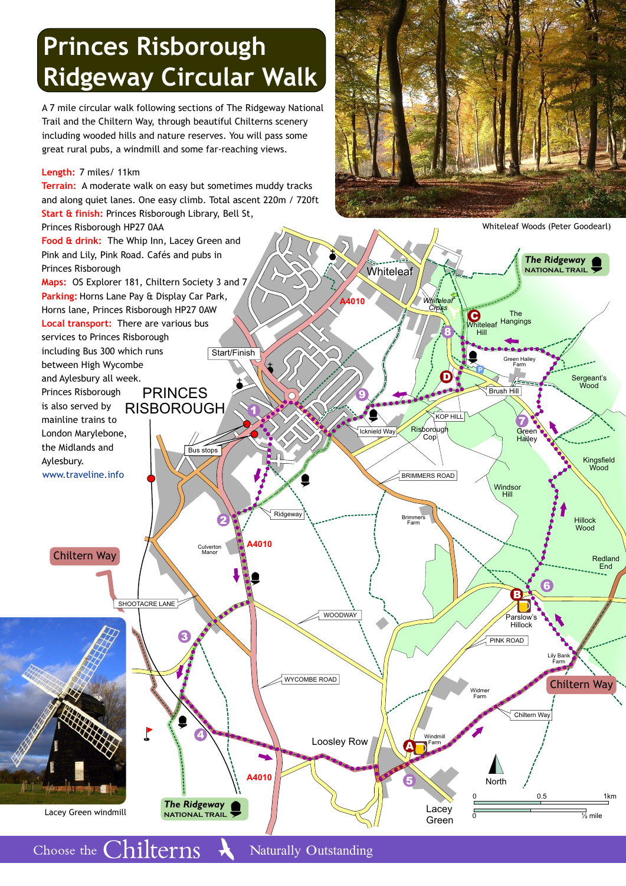# Princes Risborough Ridgeway Circular Walk

A 7 mile circular walk following sections of The Ridgeway National Trail and the Chiltern Way, through beautiful Chilterns scenery including wooded hills and nature reserves. You will pass some great rural pubs, a windmill and some far-reaching views.

**Length:** 7 miles/ 11km

**Terrain:** A moderate walk on easy but sometimes muddy tracks and along quiet lanes. One easy climb. Total ascent 220m / 720ft

**Start & finish:** Princes Risborough Library, Bell St, Princes Risborough HP27 0AA

**Food & drink:** The Whip Inn, Lacey Green and Pink and Lily, Pink Road. Cafés and pubs in Princes Risborough

**Maps:** OS Explorer 181, Chiltern Society 3 and 7

**Parking:** Horns Lane Pay & Display Car Park, Horns lane, Princes Risborough HP27 0AW

**Local transport:** There are various bus services to Princes Risborough including Bus 300 which runs between High Wycombe and Aylesbury all week. Princes Risborough is also served by mainline trains to London Marylebone, the Midlands and Aylesbury.

www.traveline.info

Whiteleaf Woods (Peter Goodearl)

Lacey Green windmill

Choose the Chilterns — Naturally Outstanding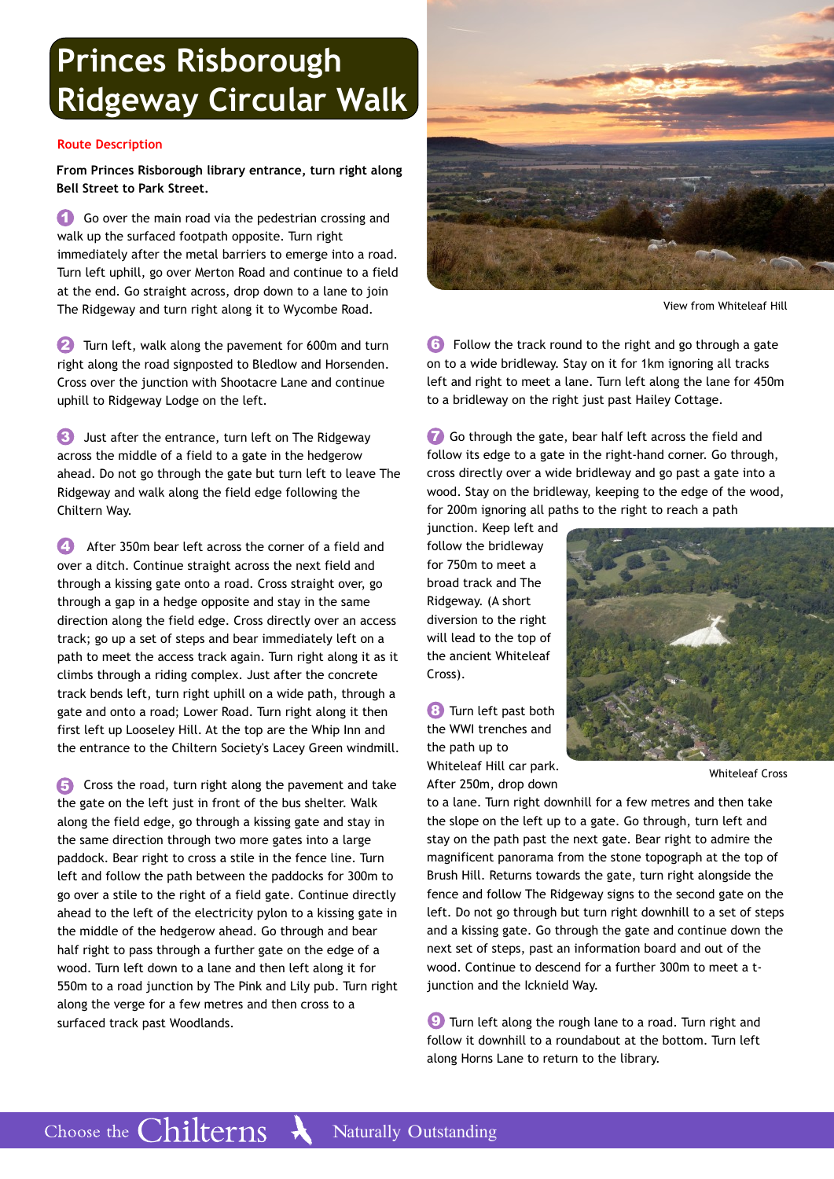# Princes Risborough Ridgeway Circular Walk

## Route Description

**From Princes Risborough library entrance, turn right along Bell Street to Park Street.**

1. Go over the main road via the pedestrian crossing and walk up the surfaced footpath opposite. Turn right immediately after the metal barriers to emerge into a road. Turn left uphill, go over Merton Road and continue to a field at the end. Go straight across, drop down to a lane to join The Ridgeway and turn right along it to Wycombe Road.

2. Turn left, walk along the pavement for 600m and turn right along the road signposted to Bledlow and Horsenden. Cross over the junction with Shootacre Lane and continue uphill to Ridgeway Lodge on the left.

3. Just after the entrance, turn left on The Ridgeway across the middle of a field to a gate in the hedgerow ahead. Do not go through the gate but turn left to leave The Ridgeway and walk along the field edge following the Chiltern Way.

4. After 350m bear left across the corner of a field and over a ditch. Continue straight across the next field and through a kissing gate onto a road. Cross straight over, go through a gap in a hedge opposite and stay in the same direction along the field edge. Cross directly over an access track; go up a set of steps and bear immediately left on a path to meet the access track again. Turn right along it as it climbs through a riding complex. Just after the concrete track bends left, turn right uphill on a wide path, through a gate and onto a road; Lower Road. Turn right along it then first left up Looseley Hill. At the top are the Whip Inn and the entrance to the Chiltern Society's Lacey Green windmill.

5. Cross the road, turn right along the pavement and take the gate on the left just in front of the bus shelter. Walk along the field edge, go through a kissing gate and stay in the same direction through two more gates into a large paddock. Bear right to cross a stile in the fence line. Turn left and follow the path between the paddocks for 300m to go over a stile to the right of a field gate. Continue directly ahead to the left of the electricity pylon to a kissing gate in the middle of the hedgerow ahead. Go through and bear half right to pass through a further gate on the edge of a wood. Turn left down to a lane and then left along it for 550m to a road junction by The Pink and Lily pub. Turn right along the verge for a few metres and then cross to a surfaced track past Woodlands.

View from Whiteleaf Hill

6. Follow the track round to the right and go through a gate on to a wide bridleway. Stay on it for 1km ignoring all tracks left and right to meet a lane. Turn left along the lane for 450m to a bridleway on the right just past Hailey Cottage.

7. Go through the gate, bear half left across the field and follow its edge to a gate in the right-hand corner. Go through, cross directly over a wide bridleway and go past a gate into a wood. Stay on the bridleway, keeping to the edge of the wood, for 200m ignoring all paths to the right to reach a path junction. Keep left and follow the bridleway for 750m to meet a broad track and The Ridgeway. (A short diversion to the right will lead to the top of the ancient Whiteleaf Cross).

Whiteleaf Cross

8. Turn left past both the WWI trenches and the path up to Whiteleaf Hill car park. After 250m, drop down to a lane. Turn right downhill for a few metres and then take the slope on the left up to a gate. Go through, turn left and stay on the path past the next gate. Bear right to admire the magnificent panorama from the stone topograph at the top of Brush Hill. Returns towards the gate, turn right alongside the fence and follow The Ridgeway signs to the second gate on the left. Do not go through but turn right downhill to a set of steps and a kissing gate. Go through the gate and continue down the next set of steps, past an information board and out of the wood. Continue to descend for a further 300m to meet a t-junction and the Icknield Way.

9. Turn left along the rough lane to a road. Turn right and follow it downhill to a roundabout at the bottom. Turn left along Horns Lane to return to the library.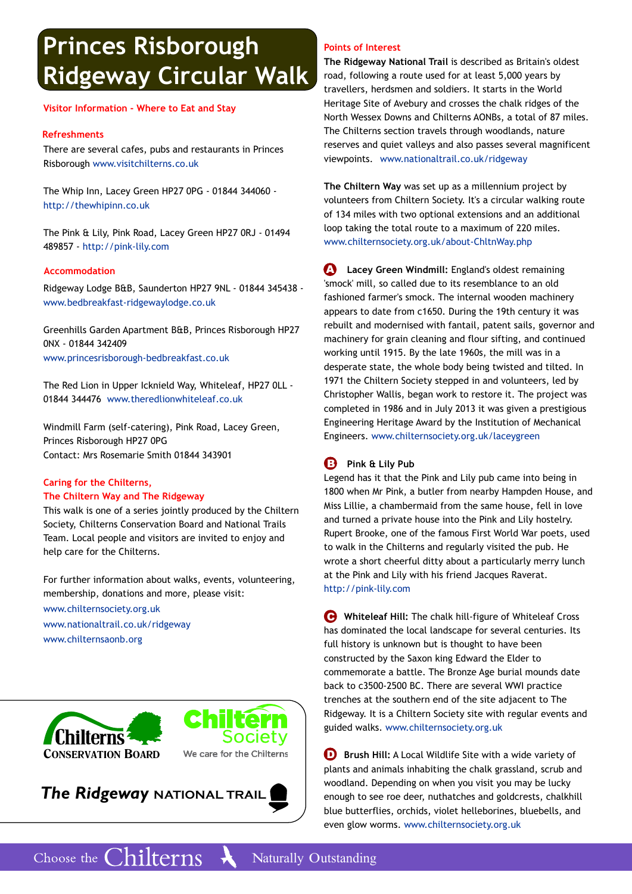# Princes Risborough Ridgeway Circular Walk

## Visitor Information - Where to Eat and Stay

### Refreshments

There are several cafes, pubs and restaurants in Princes Risborough www.visitchilterns.co.uk

The Whip Inn, Lacey Green HP27 0PG - 01844 344060 - http://thewhipinn.co.uk

The Pink & Lily, Pink Road, Lacey Green HP27 0RJ - 01494 489857 - http://pink-lily.com

### Accommodation

Ridgeway Lodge B&B, Saunderton HP27 9NL - 01844 345438 - www.bedbreakfast-ridgewaylodge.co.uk

Greenhills Garden Apartment B&B, Princes Risborough HP27 0NX - 01844 342409
www.princesrisborough-bedbreakfast.co.uk

The Red Lion in Upper Icknield Way, Whiteleaf, HP27 0LL - 01844 344476 www.theredlionwhiteleaf.co.uk

Windmill Farm (self-catering), Pink Road, Lacey Green, Princes Risborough HP27 0PG
Contact: Mrs Rosemarie Smith 01844 343901

### Caring for the Chilterns, The Chiltern Way and The Ridgeway

This walk is one of a series jointly produced by the Chiltern Society, Chilterns Conservation Board and National Trails Team. Local people and visitors are invited to enjoy and help care for the Chilterns.

For further information about walks, events, volunteering, membership, donations and more, please visit:
www.chilternsociety.org.uk
www.nationaltrail.co.uk/ridgeway
www.chilternsaonb.org

Chilterns Conservation Board
Chiltern Society – We care for the Chilterns
The Ridgeway NATIONAL TRAIL

## Points of Interest

**The Ridgeway National Trail** is described as Britain's oldest road, following a route used for at least 5,000 years by travellers, herdsmen and soldiers. It starts in the World Heritage Site of Avebury and crosses the chalk ridges of the North Wessex Downs and Chilterns AONBs, a total of 87 miles. The Chilterns section travels through woodlands, nature reserves and quiet valleys and also passes several magnificent viewpoints. www.nationaltrail.co.uk/ridgeway

**The Chiltern Way** was set up as a millennium project by volunteers from Chiltern Society. It's a circular walking route of 134 miles with two optional extensions and an additional loop taking the total route to a maximum of 220 miles. www.chilternsociety.org.uk/about-ChltnWay.php

**A Lacey Green Windmill:** England's oldest remaining 'smock' mill, so called due to its resemblance to an old fashioned farmer's smock. The internal wooden machinery appears to date from c1650. During the 19th century it was rebuilt and modernised with fantail, patent sails, governor and machinery for grain cleaning and flour sifting, and continued working until 1915. By the late 1960s, the mill was in a desperate state, the whole body being twisted and tilted. In 1971 the Chiltern Society stepped in and volunteers, led by Christopher Wallis, began work to restore it. The project was completed in 1986 and in July 2013 it was given a prestigious Engineering Heritage Award by the Institution of Mechanical Engineers. www.chilternsociety.org.uk/laceygreen

**B Pink & Lily Pub**
Legend has it that the Pink and Lily pub came into being in 1800 when Mr Pink, a butler from nearby Hampden House, and Miss Lillie, a chambermaid from the same house, fell in love and turned a private house into the Pink and Lily hostelry. Rupert Brooke, one of the famous First World War poets, used to walk in the Chilterns and regularly visited the pub. He wrote a short cheerful ditty about a particularly merry lunch at the Pink and Lily with his friend Jacques Raverat. http://pink-lily.com

**C Whiteleaf Hill:** The chalk hill-figure of Whiteleaf Cross has dominated the local landscape for several centuries. Its full history is unknown but is thought to have been constructed by the Saxon king Edward the Elder to commemorate a battle. The Bronze Age burial mounds date back to c3500-2500 BC. There are several WWI practice trenches at the southern end of the site adjacent to The Ridgeway. It is a Chiltern Society site with regular events and guided walks. www.chilternsociety.org.uk

**D Brush Hill:** A Local Wildlife Site with a wide variety of plants and animals inhabiting the chalk grassland, scrub and woodland. Depending on when you visit you may be lucky enough to see roe deer, nuthatches and goldcrests, chalkhill blue butterflies, orchids, violet helleborines, bluebells, and even glow worms. www.chilternsociety.org.uk

Choose the Chilterns – Naturally Outstanding